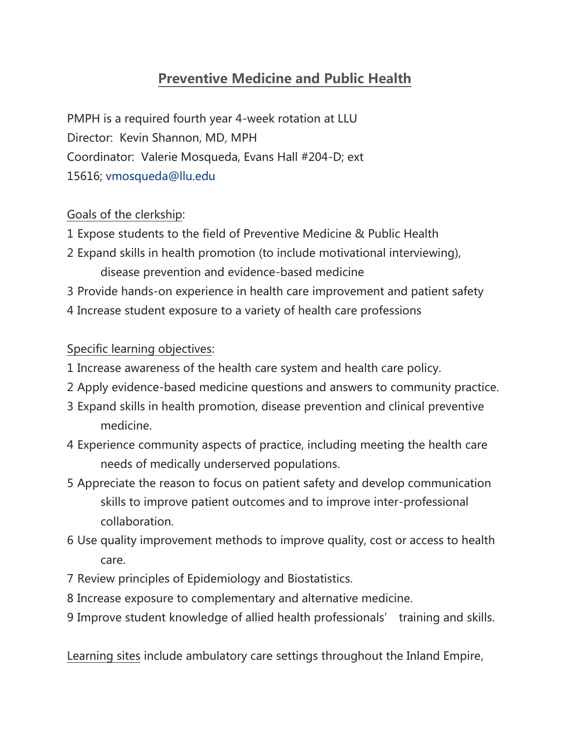# Preventive Medicine and Public Health

PMPH is a required fourth year 4-week rotation at LLU
Director: Kevin Shannon, MD, MPH
Coordinator: Valerie Mosqueda, Evans Hall #204-D; ext 15616; vmosqueda@llu.edu

Goals of the clerkship:

1 Expose students to the field of Preventive Medicine & Public Health
2 Expand skills in health promotion (to include motivational interviewing), disease prevention and evidence-based medicine
3 Provide hands-on experience in health care improvement and patient safety
4 Increase student exposure to a variety of health care professions

Specific learning objectives:

1 Increase awareness of the health care system and health care policy.
2 Apply evidence-based medicine questions and answers to community practice.
3 Expand skills in health promotion, disease prevention and clinical preventive medicine.
4 Experience community aspects of practice, including meeting the health care needs of medically underserved populations.
5 Appreciate the reason to focus on patient safety and develop communication skills to improve patient outcomes and to improve inter-professional collaboration.
6 Use quality improvement methods to improve quality, cost or access to health care.
7 Review principles of Epidemiology and Biostatistics.
8 Increase exposure to complementary and alternative medicine.
9 Improve student knowledge of allied health professionals' training and skills.

Learning sites include ambulatory care settings throughout the Inland Empire,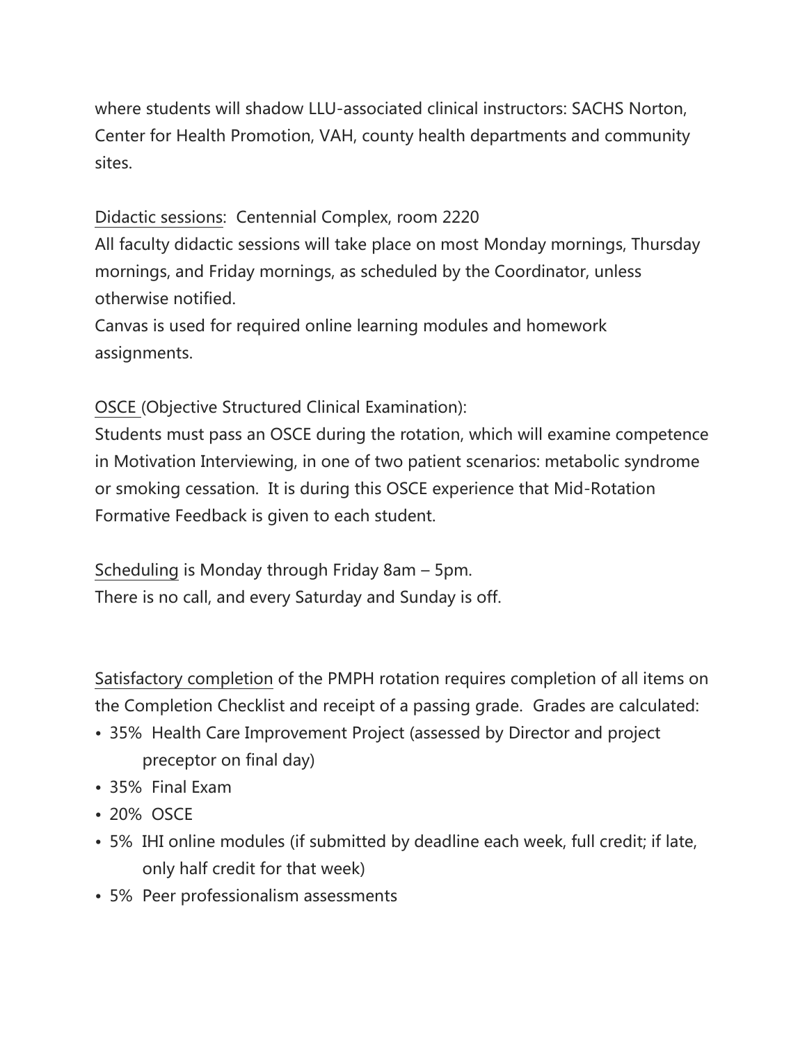where students will shadow LLU-associated clinical instructors: SACHS Norton, Center for Health Promotion, VAH, county health departments and community sites.

Didactic sessions: Centennial Complex, room 2220
All faculty didactic sessions will take place on most Monday mornings, Thursday mornings, and Friday mornings, as scheduled by the Coordinator, unless otherwise notified.
Canvas is used for required online learning modules and homework assignments.

OSCE (Objective Structured Clinical Examination):
Students must pass an OSCE during the rotation, which will examine competence in Motivation Interviewing, in one of two patient scenarios: metabolic syndrome or smoking cessation. It is during this OSCE experience that Mid-Rotation Formative Feedback is given to each student.

Scheduling is Monday through Friday 8am – 5pm.
There is no call, and every Saturday and Sunday is off.

Satisfactory completion of the PMPH rotation requires completion of all items on the Completion Checklist and receipt of a passing grade. Grades are calculated:

- 35% Health Care Improvement Project (assessed by Director and project preceptor on final day)
- 35% Final Exam
- 20% OSCE
- 5% IHI online modules (if submitted by deadline each week, full credit; if late, only half credit for that week)
- 5% Peer professionalism assessments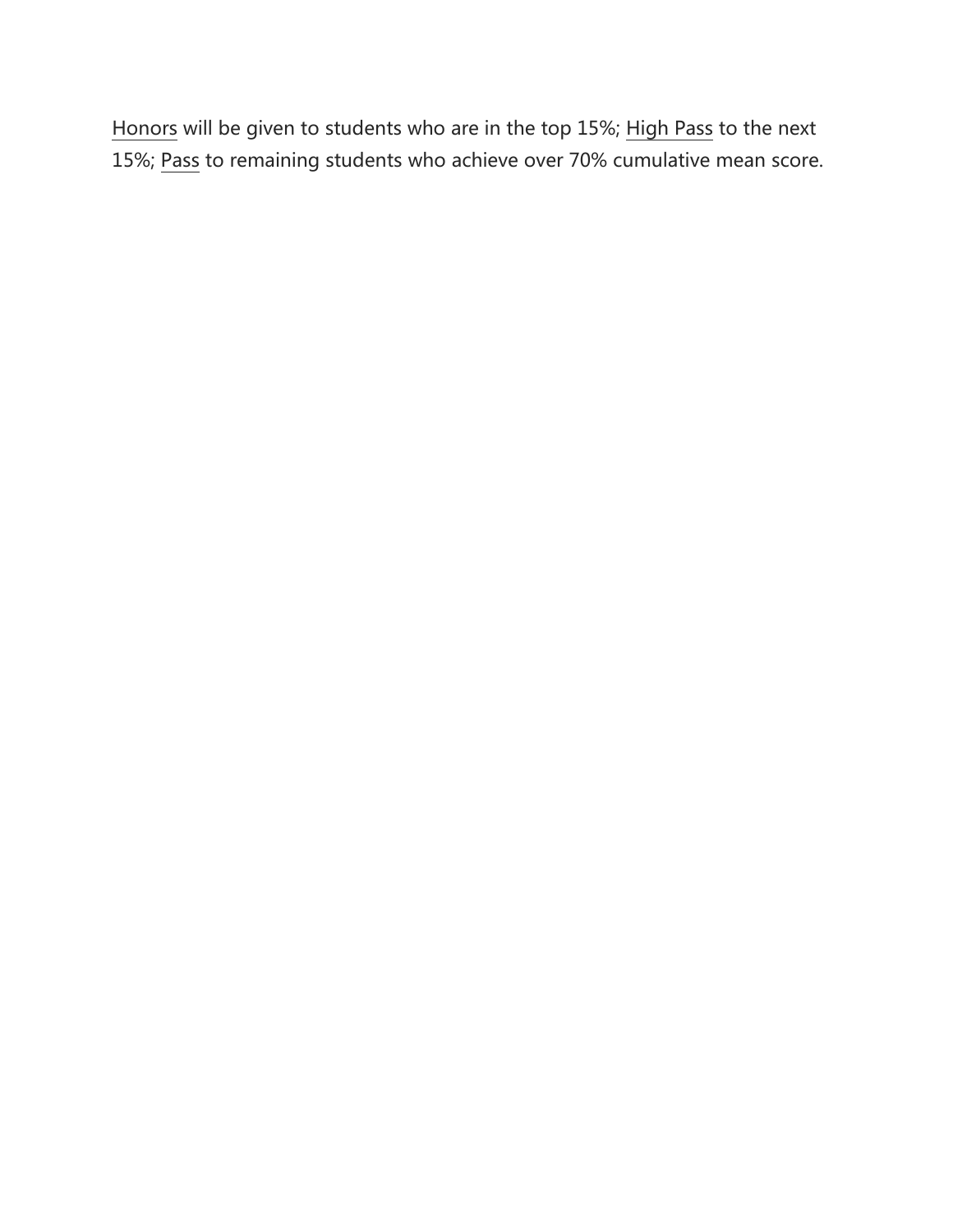<u>Honors</u> will be given to students who are in the top 15%; <u>High Pass</u> to the next 15%; <u>Pass</u> to remaining students who achieve over 70% cumulative mean score.